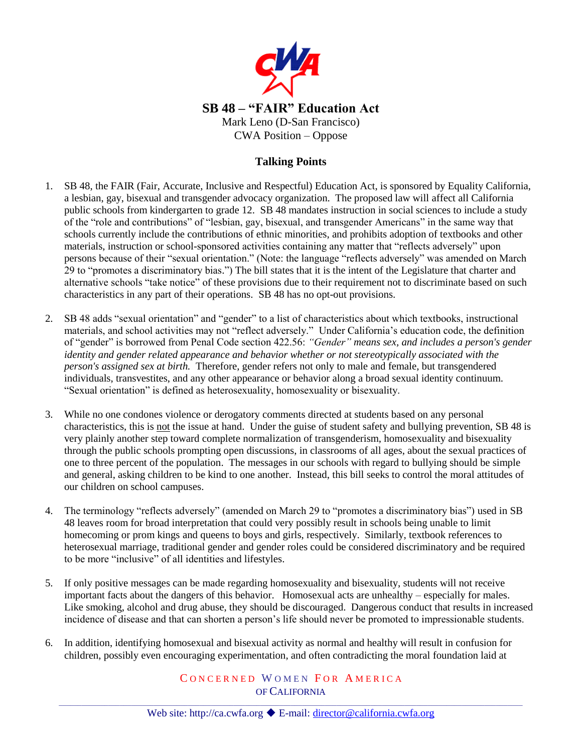# SB 48 – "FAIR" Education Act

Mark Leno (D-San Francisco)
CWA Position – Oppose

## Talking Points

1. SB 48, the FAIR (Fair, Accurate, Inclusive and Respectful) Education Act, is sponsored by Equality California, a lesbian, gay, bisexual and transgender advocacy organization. The proposed law will affect all California public schools from kindergarten to grade 12. SB 48 mandates instruction in social sciences to include a study of the "role and contributions" of "lesbian, gay, bisexual, and transgender Americans" in the same way that schools currently include the contributions of ethnic minorities, and prohibits adoption of textbooks and other materials, instruction or school-sponsored activities containing any matter that "reflects adversely" upon persons because of their "sexual orientation." (Note: the language "reflects adversely" was amended on March 29 to "promotes a discriminatory bias.") The bill states that it is the intent of the Legislature that charter and alternative schools "take notice" of these provisions due to their requirement not to discriminate based on such characteristics in any part of their operations. SB 48 has no opt-out provisions.

2. SB 48 adds "sexual orientation" and "gender" to a list of characteristics about which textbooks, instructional materials, and school activities may not "reflect adversely." Under California's education code, the definition of "gender" is borrowed from Penal Code section 422.56: *"Gender" means sex, and includes a person's gender identity and gender related appearance and behavior whether or not stereotypically associated with the person's assigned sex at birth.* Therefore, gender refers not only to male and female, but transgendered individuals, transvestites, and any other appearance or behavior along a broad sexual identity continuum. "Sexual orientation" is defined as heterosexuality, homosexuality or bisexuality.

3. While no one condones violence or derogatory comments directed at students based on any personal characteristics, this is <u>not</u> the issue at hand. Under the guise of student safety and bullying prevention, SB 48 is very plainly another step toward complete normalization of transgenderism, homosexuality and bisexuality through the public schools prompting open discussions, in classrooms of all ages, about the sexual practices of one to three percent of the population. The messages in our schools with regard to bullying should be simple and general, asking children to be kind to one another. Instead, this bill seeks to control the moral attitudes of our children on school campuses.

4. The terminology "reflects adversely" (amended on March 29 to "promotes a discriminatory bias") used in SB 48 leaves room for broad interpretation that could very possibly result in schools being unable to limit homecoming or prom kings and queens to boys and girls, respectively. Similarly, textbook references to heterosexual marriage, traditional gender and gender roles could be considered discriminatory and be required to be more "inclusive" of all identities and lifestyles.

5. If only positive messages can be made regarding homosexuality and bisexuality, students will not receive important facts about the dangers of this behavior. Homosexual acts are unhealthy – especially for males. Like smoking, alcohol and drug abuse, they should be discouraged. Dangerous conduct that results in increased incidence of disease and that can shorten a person's life should never be promoted to impressionable students.

6. In addition, identifying homosexual and bisexual activity as normal and healthy will result in confusion for children, possibly even encouraging experimentation, and often contradicting the moral foundation laid at

Concerned Women For America
of California

Web site: http://ca.cwfa.org ◆ E-mail: director@california.cwfa.org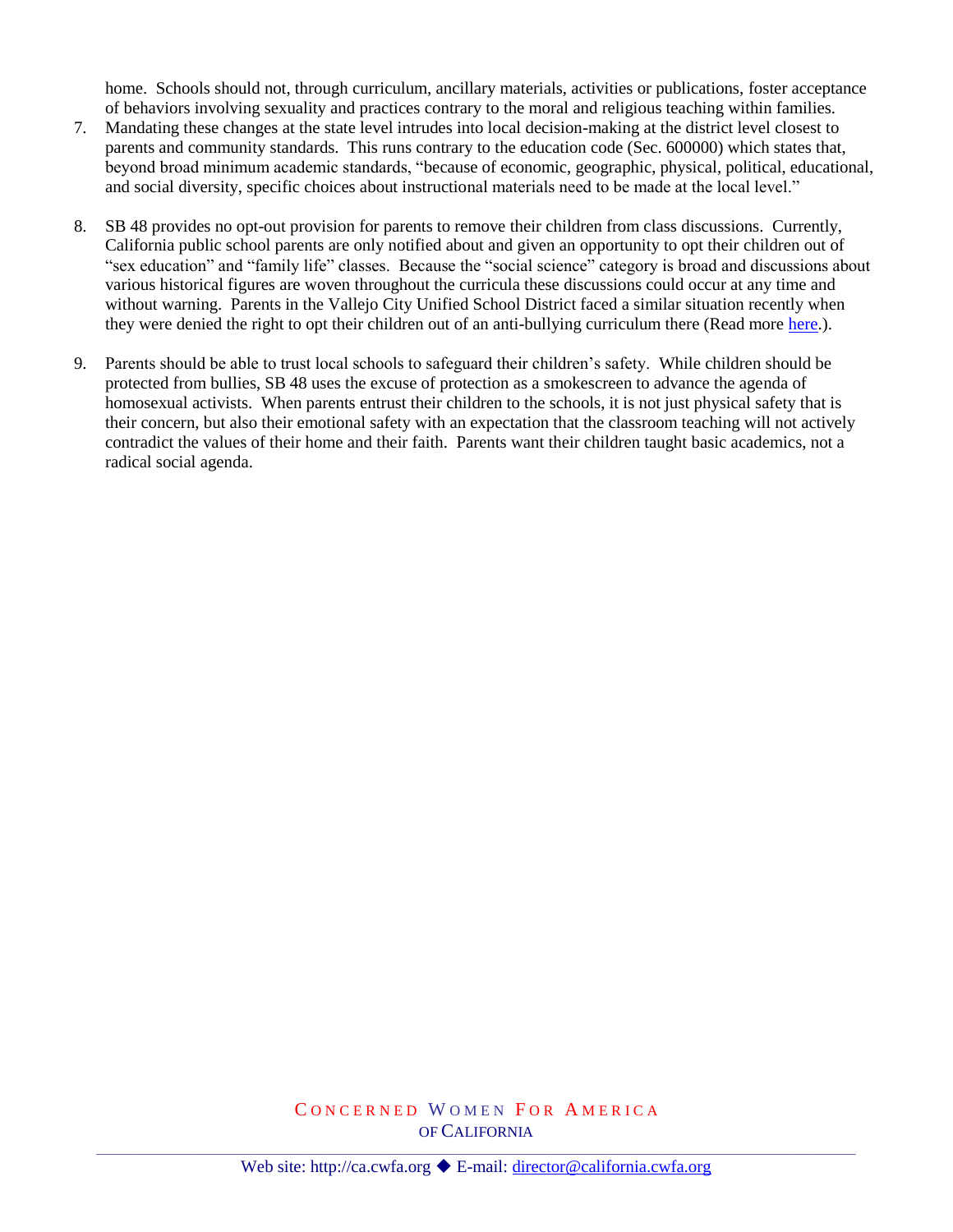home. Schools should not, through curriculum, ancillary materials, activities or publications, foster acceptance of behaviors involving sexuality and practices contrary to the moral and religious teaching within families.

7. Mandating these changes at the state level intrudes into local decision-making at the district level closest to parents and community standards. This runs contrary to the education code (Sec. 600000) which states that, beyond broad minimum academic standards, "because of economic, geographic, physical, political, educational, and social diversity, specific choices about instructional materials need to be made at the local level."

8. SB 48 provides no opt-out provision for parents to remove their children from class discussions. Currently, California public school parents are only notified about and given an opportunity to opt their children out of "sex education" and "family life" classes. Because the "social science" category is broad and discussions about various historical figures are woven throughout the curricula these discussions could occur at any time and without warning. Parents in the Vallejo City Unified School District faced a similar situation recently when they were denied the right to opt their children out of an anti-bullying curriculum there (Read more here.).

9. Parents should be able to trust local schools to safeguard their children's safety. While children should be protected from bullies, SB 48 uses the excuse of protection as a smokescreen to advance the agenda of homosexual activists. When parents entrust their children to the schools, it is not just physical safety that is their concern, but also their emotional safety with an expectation that the classroom teaching will not actively contradict the values of their home and their faith. Parents want their children taught basic academics, not a radical social agenda.

CONCERNED WOMEN FOR AMERICA
OF CALIFORNIA

Web site: http://ca.cwfa.org ◆ E-mail: director@california.cwfa.org